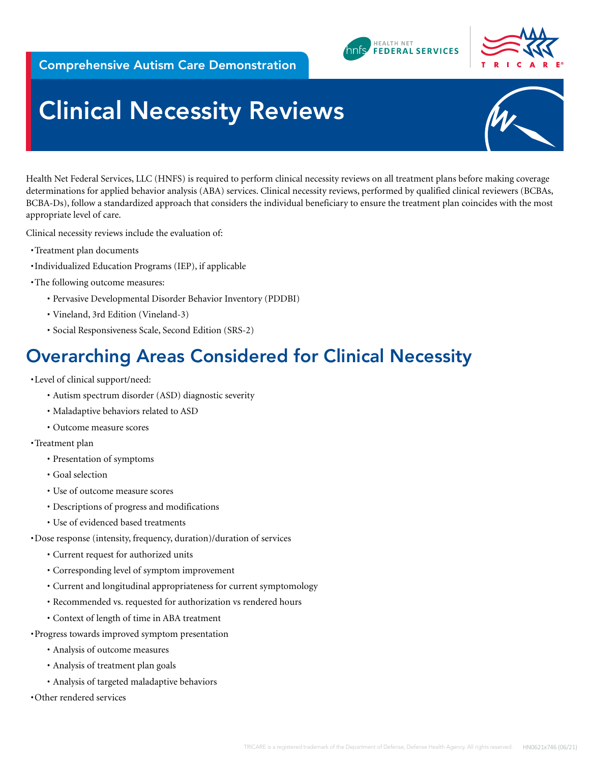Comprehensive Autism Care Demonstration

# Clinical Necessity Reviews

Health Net Federal Services, LLC (HNFS) is required to perform clinical necessity reviews on all treatment plans before making coverage determinations for applied behavior analysis (ABA) services. Clinical necessity reviews, performed by qualified clinical reviewers (BCBAs, BCBA-Ds), follow a standardized approach that considers the individual beneficiary to ensure the treatment plan coincides with the most appropriate level of care.

Clinical necessity reviews include the evaluation of:

- Treatment plan documents
- Individualized Education Programs (IEP), if applicable
- The following outcome measures:
  - Pervasive Developmental Disorder Behavior Inventory (PDDBI)
  - Vineland, 3rd Edition (Vineland-3)
  - Social Responsiveness Scale, Second Edition (SRS-2)

## Overarching Areas Considered for Clinical Necessity

- Level of clinical support/need:
  - Autism spectrum disorder (ASD) diagnostic severity
  - Maladaptive behaviors related to ASD
  - Outcome measure scores
- Treatment plan
  - Presentation of symptoms
  - Goal selection
  - Use of outcome measure scores
  - Descriptions of progress and modifications
  - Use of evidenced based treatments
- Dose response (intensity, frequency, duration)/duration of services
  - Current request for authorized units
  - Corresponding level of symptom improvement
  - Current and longitudinal appropriateness for current symptomology
  - Recommended vs. requested for authorization vs rendered hours
  - Context of length of time in ABA treatment
- Progress towards improved symptom presentation
  - Analysis of outcome measures
  - Analysis of treatment plan goals
  - Analysis of targeted maladaptive behaviors
- Other rendered services

TRICARE is a registered trademark of the Department of Defense, Defense Health Agency. All rights reserved. HN0621x746 (06/21)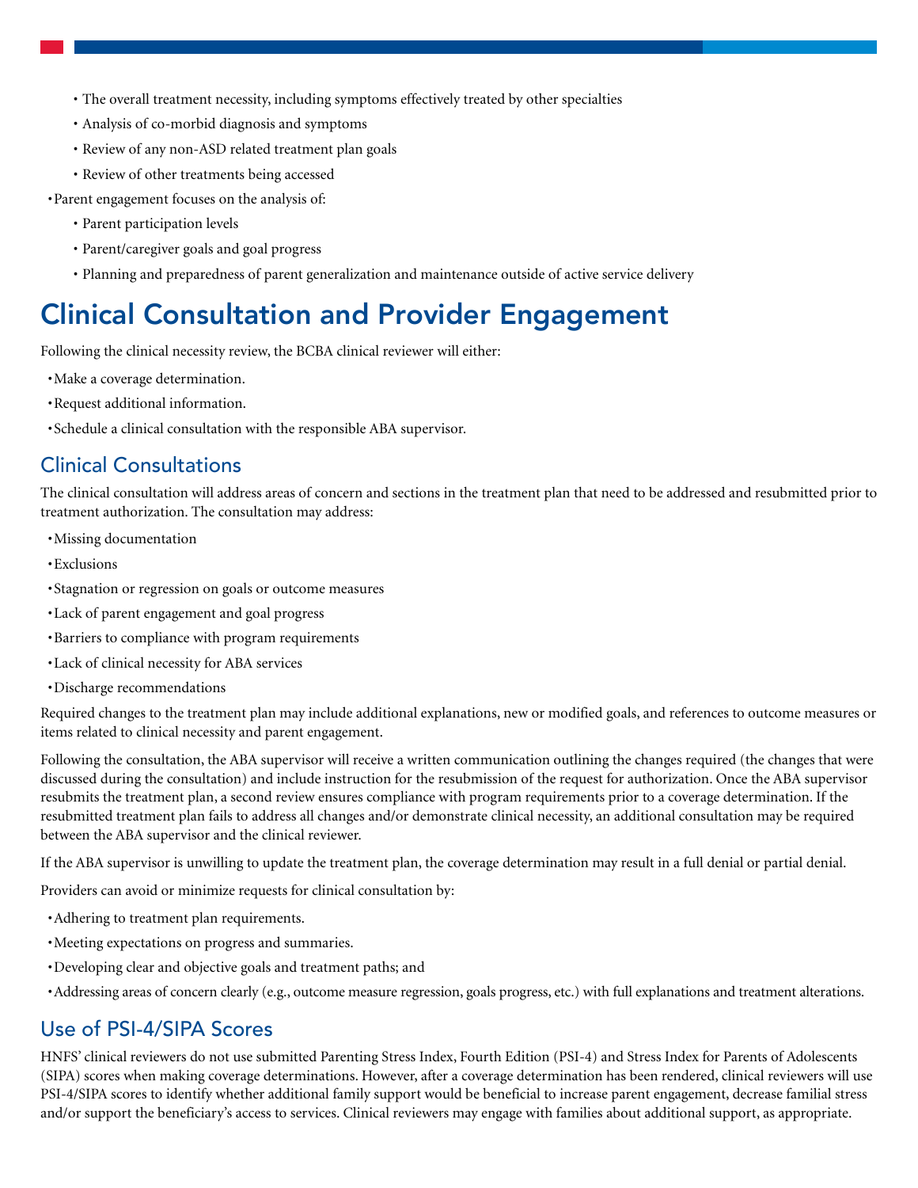- The overall treatment necessity, including symptoms effectively treated by other specialties
  - Analysis of co-morbid diagnosis and symptoms
  - Review of any non-ASD related treatment plan goals
  - Review of other treatments being accessed
- Parent engagement focuses on the analysis of:
  - Parent participation levels
  - Parent/caregiver goals and goal progress
  - Planning and preparedness of parent generalization and maintenance outside of active service delivery

# Clinical Consultation and Provider Engagement

Following the clinical necessity review, the BCBA clinical reviewer will either:

- Make a coverage determination.
- Request additional information.
- Schedule a clinical consultation with the responsible ABA supervisor.

## Clinical Consultations

The clinical consultation will address areas of concern and sections in the treatment plan that need to be addressed and resubmitted prior to treatment authorization. The consultation may address:

- Missing documentation
- Exclusions
- Stagnation or regression on goals or outcome measures
- Lack of parent engagement and goal progress
- Barriers to compliance with program requirements
- Lack of clinical necessity for ABA services
- Discharge recommendations

Required changes to the treatment plan may include additional explanations, new or modified goals, and references to outcome measures or items related to clinical necessity and parent engagement.

Following the consultation, the ABA supervisor will receive a written communication outlining the changes required (the changes that were discussed during the consultation) and include instruction for the resubmission of the request for authorization. Once the ABA supervisor resubmits the treatment plan, a second review ensures compliance with program requirements prior to a coverage determination. If the resubmitted treatment plan fails to address all changes and/or demonstrate clinical necessity, an additional consultation may be required between the ABA supervisor and the clinical reviewer.

If the ABA supervisor is unwilling to update the treatment plan, the coverage determination may result in a full denial or partial denial.

Providers can avoid or minimize requests for clinical consultation by:

- Adhering to treatment plan requirements.
- Meeting expectations on progress and summaries.
- Developing clear and objective goals and treatment paths; and
- Addressing areas of concern clearly (e.g., outcome measure regression, goals progress, etc.) with full explanations and treatment alterations.

## Use of PSI-4/SIPA Scores

HNFS' clinical reviewers do not use submitted Parenting Stress Index, Fourth Edition (PSI-4) and Stress Index for Parents of Adolescents (SIPA) scores when making coverage determinations. However, after a coverage determination has been rendered, clinical reviewers will use PSI-4/SIPA scores to identify whether additional family support would be beneficial to increase parent engagement, decrease familial stress and/or support the beneficiary's access to services. Clinical reviewers may engage with families about additional support, as appropriate.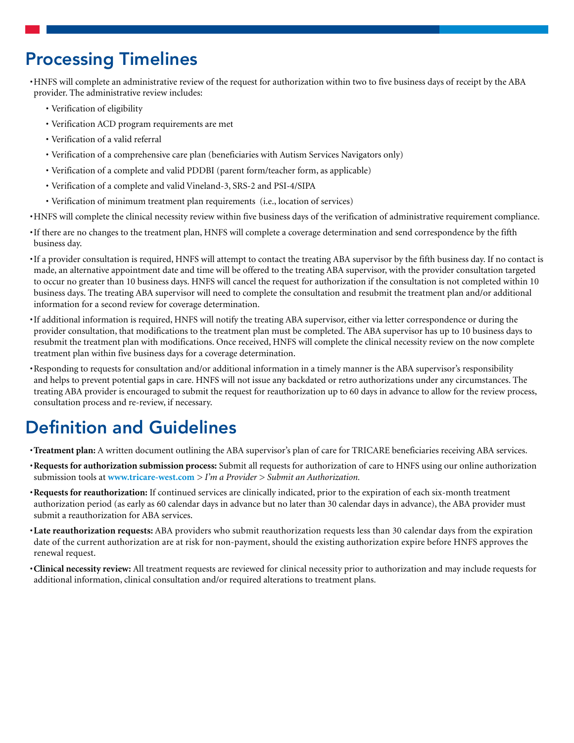## Processing Timelines

- HNFS will complete an administrative review of the request for authorization within two to five business days of receipt by the ABA provider. The administrative review includes:
  - Verification of eligibility
  - Verification ACD program requirements are met
  - Verification of a valid referral
  - Verification of a comprehensive care plan (beneficiaries with Autism Services Navigators only)
  - Verification of a complete and valid PDDBI (parent form/teacher form, as applicable)
  - Verification of a complete and valid Vineland-3, SRS-2 and PSI-4/SIPA
  - Verification of minimum treatment plan requirements (i.e., location of services)
- HNFS will complete the clinical necessity review within five business days of the verification of administrative requirement compliance.
- If there are no changes to the treatment plan, HNFS will complete a coverage determination and send correspondence by the fifth business day.
- If a provider consultation is required, HNFS will attempt to contact the treating ABA supervisor by the fifth business day. If no contact is made, an alternative appointment date and time will be offered to the treating ABA supervisor, with the provider consultation targeted to occur no greater than 10 business days. HNFS will cancel the request for authorization if the consultation is not completed within 10 business days. The treating ABA supervisor will need to complete the consultation and resubmit the treatment plan and/or additional information for a second review for coverage determination.
- If additional information is required, HNFS will notify the treating ABA supervisor, either via letter correspondence or during the provider consultation, that modifications to the treatment plan must be completed. The ABA supervisor has up to 10 business days to resubmit the treatment plan with modifications. Once received, HNFS will complete the clinical necessity review on the now complete treatment plan within five business days for a coverage determination.
- Responding to requests for consultation and/or additional information in a timely manner is the ABA supervisor's responsibility and helps to prevent potential gaps in care. HNFS will not issue any backdated or retro authorizations under any circumstances. The treating ABA provider is encouraged to submit the request for reauthorization up to 60 days in advance to allow for the review process, consultation process and re-review, if necessary.

## Definition and Guidelines

- **Treatment plan:** A written document outlining the ABA supervisor's plan of care for TRICARE beneficiaries receiving ABA services.
- **Requests for authorization submission process:** Submit all requests for authorization of care to HNFS using our online authorization submission tools at **www.tricare-west.com** > *I'm a Provider > Submit an Authorization.*
- **Requests for reauthorization:** If continued services are clinically indicated, prior to the expiration of each six-month treatment authorization period (as early as 60 calendar days in advance but no later than 30 calendar days in advance), the ABA provider must submit a reauthorization for ABA services.
- **Late reauthorization requests:** ABA providers who submit reauthorization requests less than 30 calendar days from the expiration date of the current authorization are at risk for non-payment, should the existing authorization expire before HNFS approves the renewal request.
- **Clinical necessity review:** All treatment requests are reviewed for clinical necessity prior to authorization and may include requests for additional information, clinical consultation and/or required alterations to treatment plans.